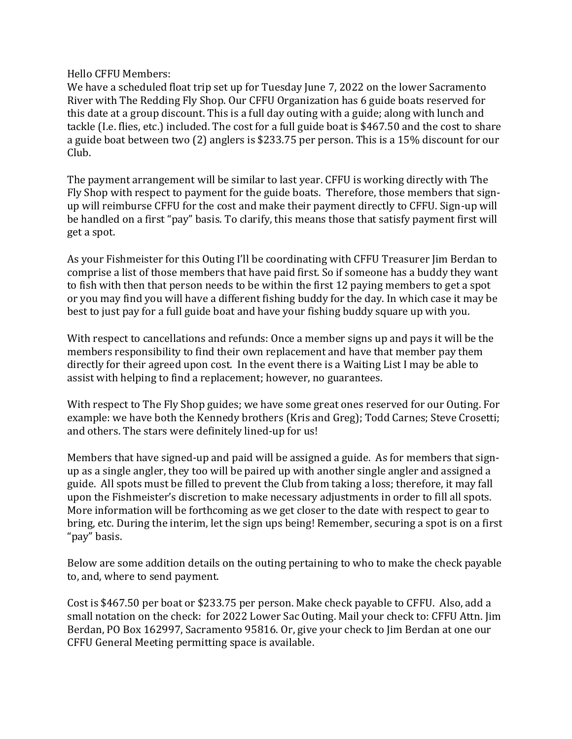Hello CFFU Members:

We have a scheduled float trip set up for Tuesday June 7, 2022 on the lower Sacramento River with The Redding Fly Shop. Our CFFU Organization has 6 guide boats reserved for this date at a group discount. This is a full day outing with a guide; along with lunch and tackle (I.e. flies, etc.) included. The cost for a full guide boat is $467.50 and the cost to share a guide boat between two (2) anglers is $233.75 per person. This is a 15% discount for our Club.

The payment arrangement will be similar to last year. CFFU is working directly with The Fly Shop with respect to payment for the guide boats. Therefore, those members that sign-up will reimburse CFFU for the cost and make their payment directly to CFFU. Sign-up will be handled on a first "pay" basis. To clarify, this means those that satisfy payment first will get a spot.

As your Fishmeister for this Outing I'll be coordinating with CFFU Treasurer Jim Berdan to comprise a list of those members that have paid first. So if someone has a buddy they want to fish with then that person needs to be within the first 12 paying members to get a spot or you may find you will have a different fishing buddy for the day. In which case it may be best to just pay for a full guide boat and have your fishing buddy square up with you.

With respect to cancellations and refunds: Once a member signs up and pays it will be the members responsibility to find their own replacement and have that member pay them directly for their agreed upon cost. In the event there is a Waiting List I may be able to assist with helping to find a replacement; however, no guarantees.

With respect to The Fly Shop guides; we have some great ones reserved for our Outing. For example: we have both the Kennedy brothers (Kris and Greg); Todd Carnes; Steve Crosetti; and others. The stars were definitely lined-up for us!

Members that have signed-up and paid will be assigned a guide. As for members that sign-up as a single angler, they too will be paired up with another single angler and assigned a guide. All spots must be filled to prevent the Club from taking a loss; therefore, it may fall upon the Fishmeister's discretion to make necessary adjustments in order to fill all spots. More information will be forthcoming as we get closer to the date with respect to gear to bring, etc. During the interim, let the sign ups being! Remember, securing a spot is on a first "pay" basis.

Below are some addition details on the outing pertaining to who to make the check payable to, and, where to send payment.

Cost is $467.50 per boat or $233.75 per person. Make check payable to CFFU. Also, add a small notation on the check: for 2022 Lower Sac Outing. Mail your check to: CFFU Attn. Jim Berdan, PO Box 162997, Sacramento 95816. Or, give your check to Jim Berdan at one our CFFU General Meeting permitting space is available.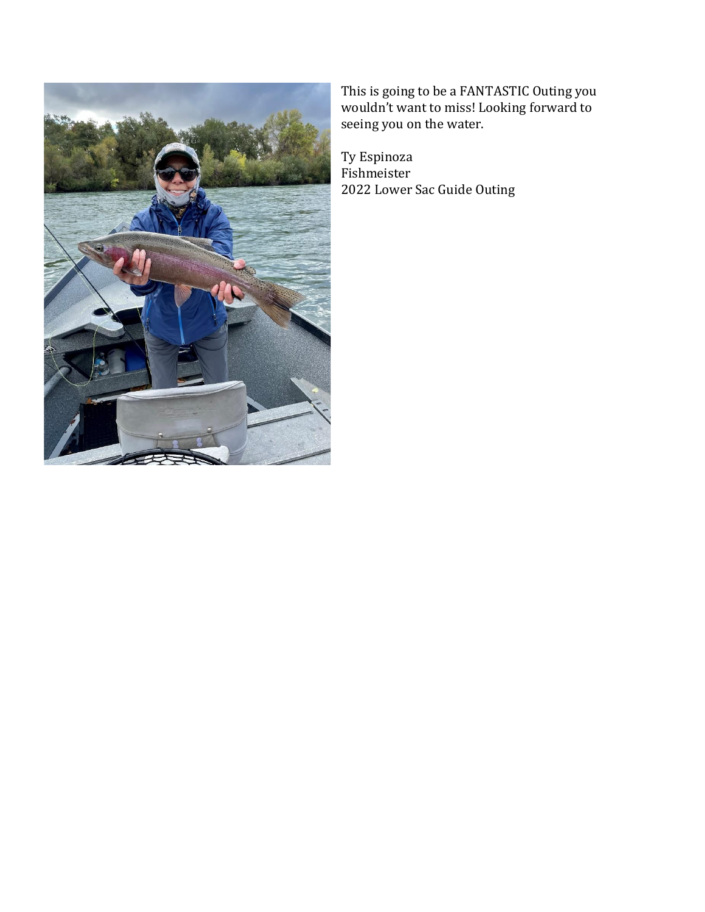This is going to be a FANTASTIC Outing you wouldn't want to miss! Looking forward to seeing you on the water.

Ty Espinoza  
Fishmeister  
2022 Lower Sac Guide Outing